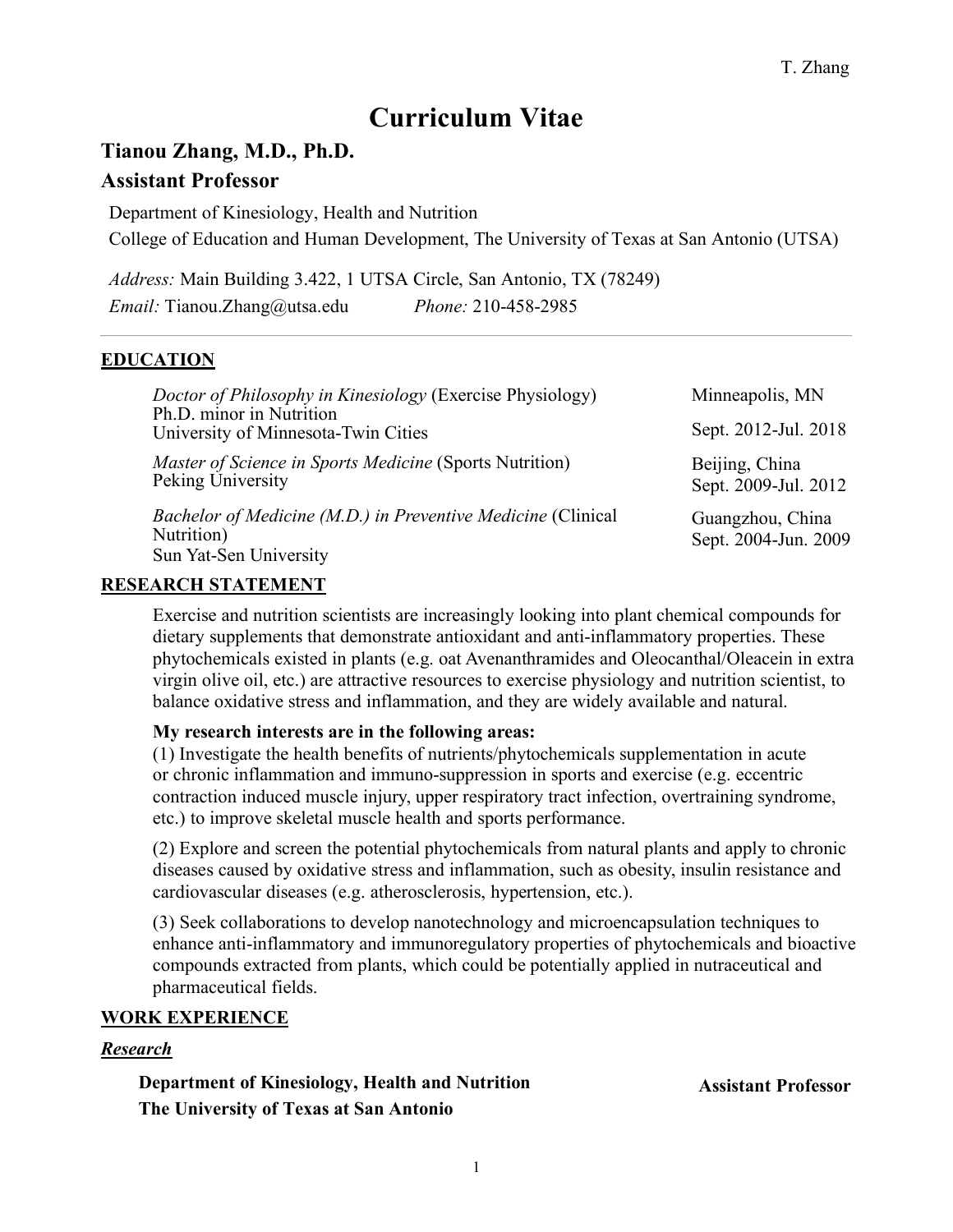# Curriculum Vitae

## Tianou Zhang, M.D., Ph.D.

## Assistant Professor

Department of Kinesiology, Health and Nutrition
College of Education and Human Development, The University of Texas at San Antonio (UTSA)

*Address:* Main Building 3.422, 1 UTSA Circle, San Antonio, TX (78249)
*Email:* Tianou.Zhang@utsa.edu *Phone:* 210-458-2985

---

### EDUCATION

*Doctor of Philosophy in Kinesiology* (Exercise Physiology)
Ph.D. minor in Nutrition
University of Minnesota-Twin Cities
Minneapolis, MN
Sept. 2012-Jul. 2018

*Master of Science in Sports Medicine* (Sports Nutrition)
Peking University
Beijing, China
Sept. 2009-Jul. 2012

*Bachelor of Medicine (M.D.) in Preventive Medicine* (Clinical Nutrition)
Sun Yat-Sen University
Guangzhou, China
Sept. 2004-Jun. 2009

### RESEARCH STATEMENT

Exercise and nutrition scientists are increasingly looking into plant chemical compounds for dietary supplements that demonstrate antioxidant and anti-inflammatory properties. These phytochemicals existed in plants (e.g. oat Avenanthramides and Oleocanthal/Oleacein in extra virgin olive oil, etc.) are attractive resources to exercise physiology and nutrition scientist, to balance oxidative stress and inflammation, and they are widely available and natural.

**My research interests are in the following areas:**

(1) Investigate the health benefits of nutrients/phytochemicals supplementation in acute or chronic inflammation and immuno-suppression in sports and exercise (e.g. eccentric contraction induced muscle injury, upper respiratory tract infection, overtraining syndrome, etc.) to improve skeletal muscle health and sports performance.

(2) Explore and screen the potential phytochemicals from natural plants and apply to chronic diseases caused by oxidative stress and inflammation, such as obesity, insulin resistance and cardiovascular diseases (e.g. atherosclerosis, hypertension, etc.).

(3) Seek collaborations to develop nanotechnology and microencapsulation techniques to enhance anti-inflammatory and immunoregulatory properties of phytochemicals and bioactive compounds extracted from plants, which could be potentially applied in nutraceutical and pharmaceutical fields.

### WORK EXPERIENCE

#### *Research*

**Department of Kinesiology, Health and Nutrition**
**The University of Texas at San Antonio**
**Assistant Professor**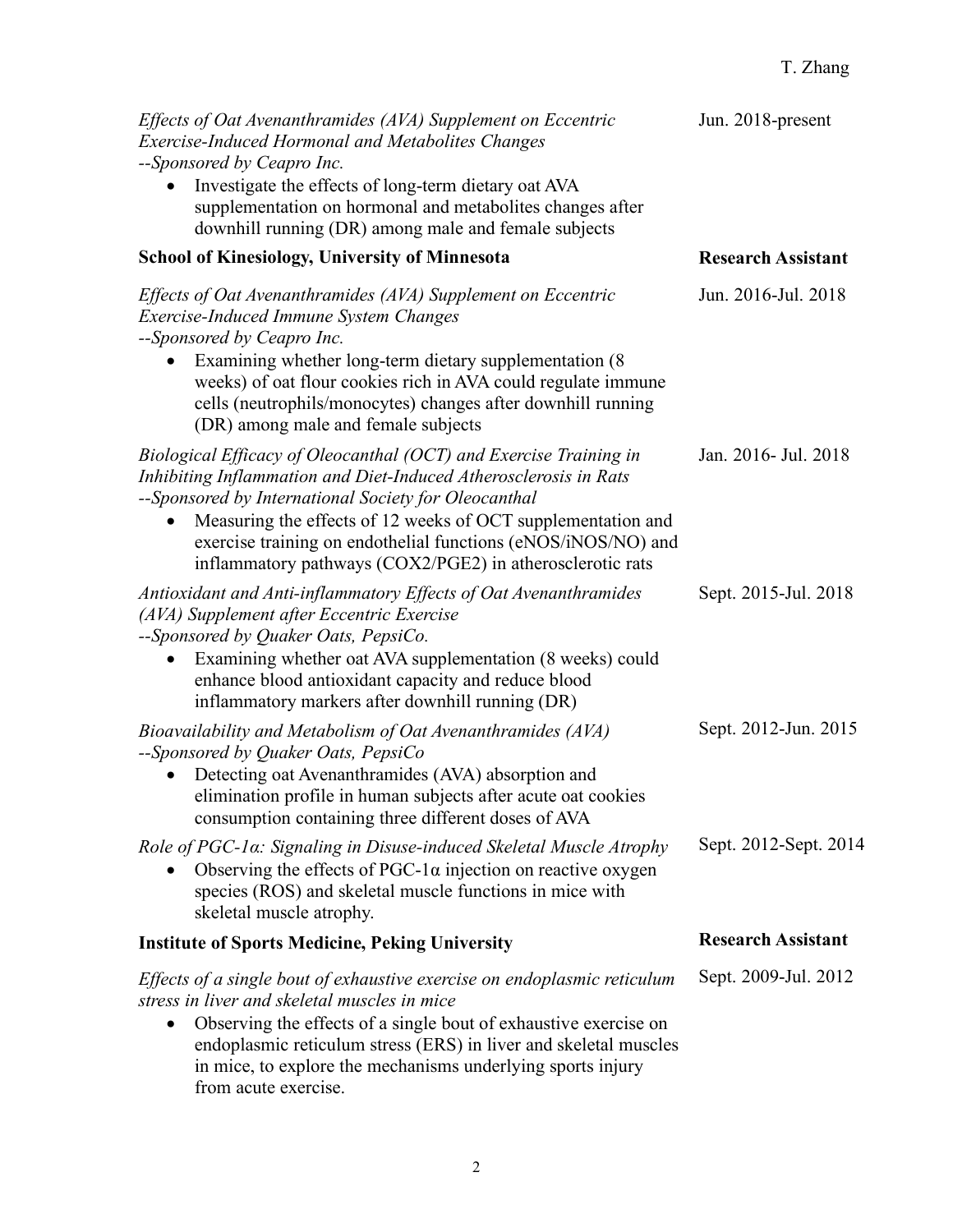*Effects of Oat Avenanthramides (AVA) Supplement on Eccentric Exercise-Induced Hormonal and Metabolites Changes* — Jun. 2018-present

*--Sponsored by Ceapro Inc.*

- Investigate the effects of long-term dietary oat AVA supplementation on hormonal and metabolites changes after downhill running (DR) among male and female subjects

**School of Kinesiology, University of Minnesota** — **Research Assistant**

*Effects of Oat Avenanthramides (AVA) Supplement on Eccentric Exercise-Induced Immune System Changes* — Jun. 2016-Jul. 2018

*--Sponsored by Ceapro Inc.*

- Examining whether long-term dietary supplementation (8 weeks) of oat flour cookies rich in AVA could regulate immune cells (neutrophils/monocytes) changes after downhill running (DR) among male and female subjects

*Biological Efficacy of Oleocanthal (OCT) and Exercise Training in Inhibiting Inflammation and Diet-Induced Atherosclerosis in Rats* — Jan. 2016- Jul. 2018

*--Sponsored by International Society for Oleocanthal*

- Measuring the effects of 12 weeks of OCT supplementation and exercise training on endothelial functions (eNOS/iNOS/NO) and inflammatory pathways (COX2/PGE2) in atherosclerotic rats

*Antioxidant and Anti-inflammatory Effects of Oat Avenanthramides (AVA) Supplement after Eccentric Exercise* — Sept. 2015-Jul. 2018

*--Sponsored by Quaker Oats, PepsiCo.*

- Examining whether oat AVA supplementation (8 weeks) could enhance blood antioxidant capacity and reduce blood inflammatory markers after downhill running (DR)

*Bioavailability and Metabolism of Oat Avenanthramides (AVA)* — Sept. 2012-Jun. 2015

*--Sponsored by Quaker Oats, PepsiCo*

- Detecting oat Avenanthramides (AVA) absorption and elimination profile in human subjects after acute oat cookies consumption containing three different doses of AVA

*Role of PGC-1α: Signaling in Disuse-induced Skeletal Muscle Atrophy* — Sept. 2012-Sept. 2014

- Observing the effects of PGC-1α injection on reactive oxygen species (ROS) and skeletal muscle functions in mice with skeletal muscle atrophy.

**Institute of Sports Medicine, Peking University** — **Research Assistant**

*Effects of a single bout of exhaustive exercise on endoplasmic reticulum stress in liver and skeletal muscles in mice* — Sept. 2009-Jul. 2012

- Observing the effects of a single bout of exhaustive exercise on endoplasmic reticulum stress (ERS) in liver and skeletal muscles in mice, to explore the mechanisms underlying sports injury from acute exercise.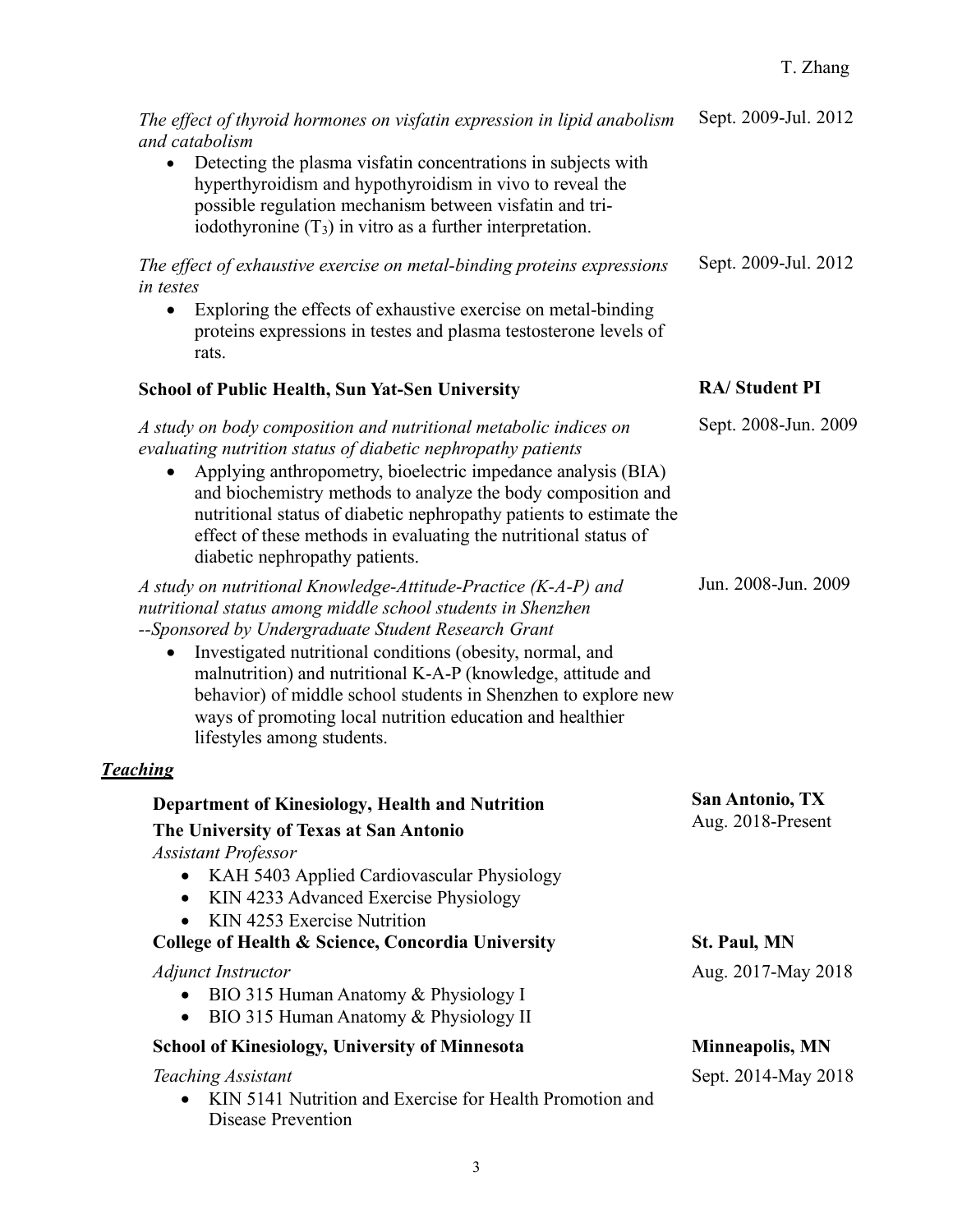*The effect of thyroid hormones on visfatin expression in lipid anabolism and catabolism* — Sept. 2009-Jul. 2012

- Detecting the plasma visfatin concentrations in subjects with hyperthyroidism and hypothyroidism in vivo to reveal the possible regulation mechanism between visfatin and tri-iodothyronine ($T_3$) in vitro as a further interpretation.

*The effect of exhaustive exercise on metal-binding proteins expressions in testes* — Sept. 2009-Jul. 2012

- Exploring the effects of exhaustive exercise on metal-binding proteins expressions in testes and plasma testosterone levels of rats.

**School of Public Health, Sun Yat-Sen University** — **RA/ Student PI**

*A study on body composition and nutritional metabolic indices on evaluating nutrition status of diabetic nephropathy patients* — Sept. 2008-Jun. 2009

- Applying anthropometry, bioelectric impedance analysis (BIA) and biochemistry methods to analyze the body composition and nutritional status of diabetic nephropathy patients to estimate the effect of these methods in evaluating the nutritional status of diabetic nephropathy patients.

*A study on nutritional Knowledge-Attitude-Practice (K-A-P) and nutritional status among middle school students in Shenzhen --Sponsored by Undergraduate Student Research Grant* — Jun. 2008-Jun. 2009

- Investigated nutritional conditions (obesity, normal, and malnutrition) and nutritional K-A-P (knowledge, attitude and behavior) of middle school students in Shenzhen to explore new ways of promoting local nutrition education and healthier lifestyles among students.

## ***Teaching***

**Department of Kinesiology, Health and Nutrition** — **San Antonio, TX**
**The University of Texas at San Antonio** — Aug. 2018-Present
*Assistant Professor*

- KAH 5403 Applied Cardiovascular Physiology
- KIN 4233 Advanced Exercise Physiology
- KIN 4253 Exercise Nutrition

**College of Health & Science, Concordia University** — **St. Paul, MN**
*Adjunct Instructor* — Aug. 2017-May 2018

- BIO 315 Human Anatomy & Physiology I
- BIO 315 Human Anatomy & Physiology II

**School of Kinesiology, University of Minnesota** — **Minneapolis, MN**
*Teaching Assistant* — Sept. 2014-May 2018

- KIN 5141 Nutrition and Exercise for Health Promotion and Disease Prevention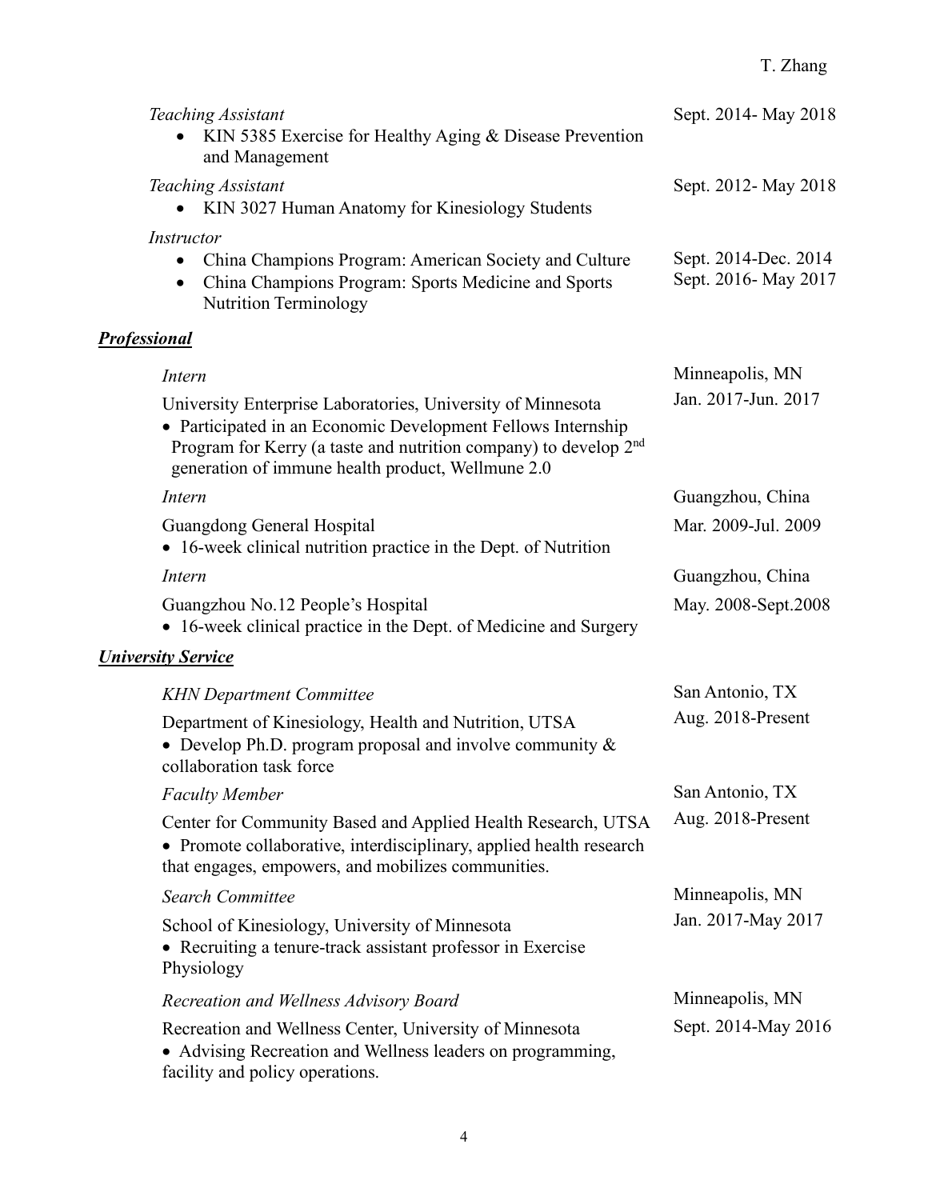*Teaching Assistant* — Sept. 2014- May 2018

- KIN 5385 Exercise for Healthy Aging & Disease Prevention and Management

*Teaching Assistant* — Sept. 2012- May 2018

- KIN 3027 Human Anatomy for Kinesiology Students

*Instructor*

- China Champions Program: American Society and Culture — Sept. 2014-Dec. 2014
- China Champions Program: Sports Medicine and Sports Nutrition Terminology — Sept. 2016- May 2017

## ***Professional***

*Intern* — Minneapolis, MN

University Enterprise Laboratories, University of Minnesota — Jan. 2017-Jun. 2017

- Participated in an Economic Development Fellows Internship Program for Kerry (a taste and nutrition company) to develop 2nd generation of immune health product, Wellmune 2.0

*Intern* — Guangzhou, China

Guangdong General Hospital — Mar. 2009-Jul. 2009

- 16-week clinical nutrition practice in the Dept. of Nutrition

*Intern* — Guangzhou, China

Guangzhou No.12 People's Hospital — May. 2008-Sept.2008

- 16-week clinical practice in the Dept. of Medicine and Surgery

## ***University Service***

*KHN Department Committee* — San Antonio, TX

Department of Kinesiology, Health and Nutrition, UTSA — Aug. 2018-Present

- Develop Ph.D. program proposal and involve community & collaboration task force

*Faculty Member* — San Antonio, TX

Center for Community Based and Applied Health Research, UTSA — Aug. 2018-Present

- Promote collaborative, interdisciplinary, applied health research that engages, empowers, and mobilizes communities.

*Search Committee* — Minneapolis, MN

School of Kinesiology, University of Minnesota — Jan. 2017-May 2017

- Recruiting a tenure-track assistant professor in Exercise Physiology

*Recreation and Wellness Advisory Board* — Minneapolis, MN

Recreation and Wellness Center, University of Minnesota — Sept. 2014-May 2016

- Advising Recreation and Wellness leaders on programming, facility and policy operations.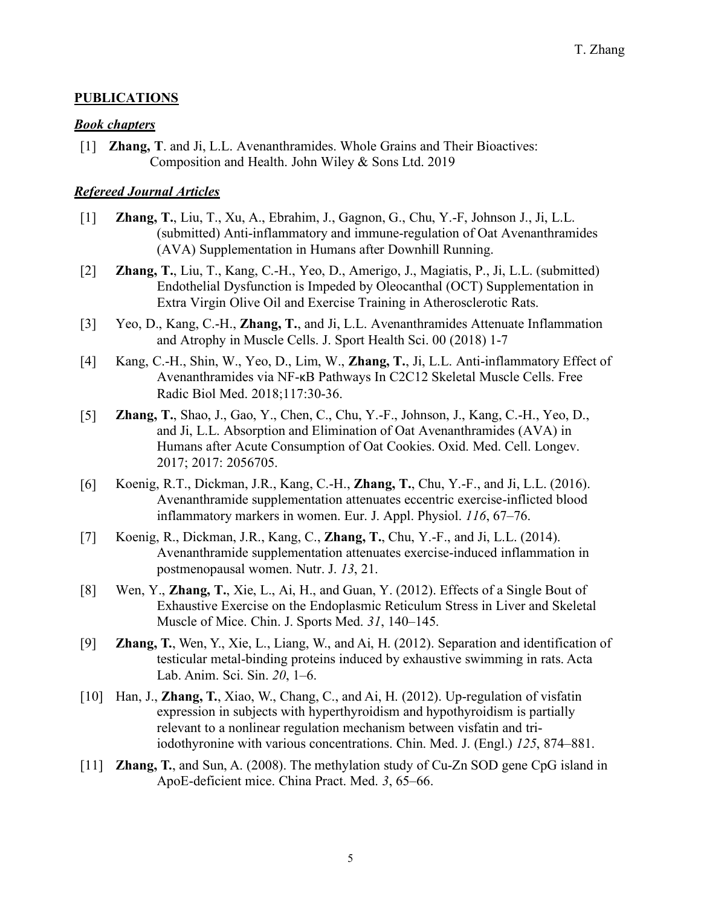## **PUBLICATIONS**

### ***Book chapters***

[1] **Zhang, T**. and Ji, L.L. Avenanthramides. Whole Grains and Their Bioactives: Composition and Health. John Wiley & Sons Ltd. 2019

### ***Refereed Journal Articles***

[1] **Zhang, T.**, Liu, T., Xu, A., Ebrahim, J., Gagnon, G., Chu, Y.-F, Johnson J., Ji, L.L. (submitted) Anti-inflammatory and immune-regulation of Oat Avenanthramides (AVA) Supplementation in Humans after Downhill Running.

[2] **Zhang, T.**, Liu, T., Kang, C.-H., Yeo, D., Amerigo, J., Magiatis, P., Ji, L.L. (submitted) Endothelial Dysfunction is Impeded by Oleocanthal (OCT) Supplementation in Extra Virgin Olive Oil and Exercise Training in Atherosclerotic Rats.

[3] Yeo, D., Kang, C.-H., **Zhang, T.**, and Ji, L.L. Avenanthramides Attenuate Inflammation and Atrophy in Muscle Cells. J. Sport Health Sci. 00 (2018) 1-7

[4] Kang, C.-H., Shin, W., Yeo, D., Lim, W., **Zhang, T.**, Ji, L.L. Anti-inflammatory Effect of Avenanthramides via NF-κB Pathways In C2C12 Skeletal Muscle Cells. Free Radic Biol Med. 2018;117:30-36.

[5] **Zhang, T.**, Shao, J., Gao, Y., Chen, C., Chu, Y.-F., Johnson, J., Kang, C.-H., Yeo, D., and Ji, L.L. Absorption and Elimination of Oat Avenanthramides (AVA) in Humans after Acute Consumption of Oat Cookies. Oxid. Med. Cell. Longev. 2017; 2017: 2056705.

[6] Koenig, R.T., Dickman, J.R., Kang, C.-H., **Zhang, T.**, Chu, Y.-F., and Ji, L.L. (2016). Avenanthramide supplementation attenuates eccentric exercise-inflicted blood inflammatory markers in women. Eur. J. Appl. Physiol. *116*, 67–76.

[7] Koenig, R., Dickman, J.R., Kang, C., **Zhang, T.**, Chu, Y.-F., and Ji, L.L. (2014). Avenanthramide supplementation attenuates exercise-induced inflammation in postmenopausal women. Nutr. J. *13*, 21.

[8] Wen, Y., **Zhang, T.**, Xie, L., Ai, H., and Guan, Y. (2012). Effects of a Single Bout of Exhaustive Exercise on the Endoplasmic Reticulum Stress in Liver and Skeletal Muscle of Mice. Chin. J. Sports Med. *31*, 140–145.

[9] **Zhang, T.**, Wen, Y., Xie, L., Liang, W., and Ai, H. (2012). Separation and identification of testicular metal-binding proteins induced by exhaustive swimming in rats. Acta Lab. Anim. Sci. Sin. *20*, 1–6.

[10] Han, J., **Zhang, T.**, Xiao, W., Chang, C., and Ai, H. (2012). Up-regulation of visfatin expression in subjects with hyperthyroidism and hypothyroidism is partially relevant to a nonlinear regulation mechanism between visfatin and tri-iodothyronine with various concentrations. Chin. Med. J. (Engl.) *125*, 874–881.

[11] **Zhang, T.**, and Sun, A. (2008). The methylation study of Cu-Zn SOD gene CpG island in ApoE-deficient mice. China Pract. Med. *3*, 65–66.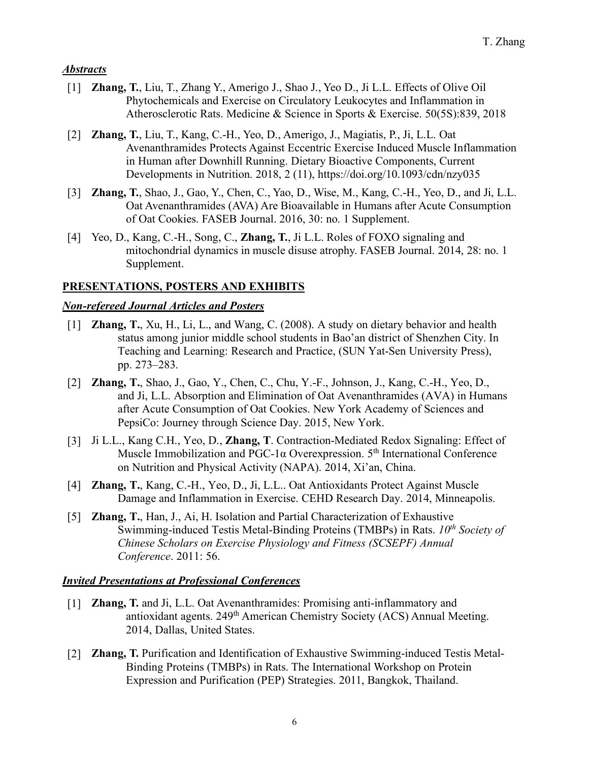***Abstracts***

[1] **Zhang, T.**, Liu, T., Zhang Y., Amerigo J., Shao J., Yeo D., Ji L.L. Effects of Olive Oil Phytochemicals and Exercise on Circulatory Leukocytes and Inflammation in Atherosclerotic Rats. Medicine & Science in Sports & Exercise. 50(5S):839, 2018

[2] **Zhang, T.**, Liu, T., Kang, C.-H., Yeo, D., Amerigo, J., Magiatis, P., Ji, L.L. Oat Avenanthramides Protects Against Eccentric Exercise Induced Muscle Inflammation in Human after Downhill Running. Dietary Bioactive Components, Current Developments in Nutrition. 2018, 2 (11), https://doi.org/10.1093/cdn/nzy035

[3] **Zhang, T.**, Shao, J., Gao, Y., Chen, C., Yao, D., Wise, M., Kang, C.-H., Yeo, D., and Ji, L.L. Oat Avenanthramides (AVA) Are Bioavailable in Humans after Acute Consumption of Oat Cookies. FASEB Journal. 2016, 30: no. 1 Supplement.

[4] Yeo, D., Kang, C.-H., Song, C., **Zhang, T.**, Ji L.L. Roles of FOXO signaling and mitochondrial dynamics in muscle disuse atrophy. FASEB Journal. 2014, 28: no. 1 Supplement.

## **PRESENTATIONS, POSTERS AND EXHIBITS**

***Non-refereed Journal Articles and Posters***

[1] **Zhang, T.**, Xu, H., Li, L., and Wang, C. (2008). A study on dietary behavior and health status among junior middle school students in Bao'an district of Shenzhen City. In Teaching and Learning: Research and Practice, (SUN Yat-Sen University Press), pp. 273–283.

[2] **Zhang, T.**, Shao, J., Gao, Y., Chen, C., Chu, Y.-F., Johnson, J., Kang, C.-H., Yeo, D., and Ji, L.L. Absorption and Elimination of Oat Avenanthramides (AVA) in Humans after Acute Consumption of Oat Cookies. New York Academy of Sciences and PepsiCo: Journey through Science Day. 2015, New York.

[3] Ji L.L., Kang C.H., Yeo, D., **Zhang, T**. Contraction-Mediated Redox Signaling: Effect of Muscle Immobilization and PGC-1α Overexpression. 5th International Conference on Nutrition and Physical Activity (NAPA). 2014, Xi'an, China.

[4] **Zhang, T.**, Kang, C.-H., Yeo, D., Ji, L.L.. Oat Antioxidants Protect Against Muscle Damage and Inflammation in Exercise. CEHD Research Day. 2014, Minneapolis.

[5] **Zhang, T.**, Han, J., Ai, H. Isolation and Partial Characterization of Exhaustive Swimming-induced Testis Metal-Binding Proteins (TMBPs) in Rats. *10th Society of Chinese Scholars on Exercise Physiology and Fitness (SCSEPF) Annual Conference*. 2011: 56.

***Invited Presentations at Professional Conferences***

[1] **Zhang, T.** and Ji, L.L. Oat Avenanthramides: Promising anti-inflammatory and antioxidant agents. 249th American Chemistry Society (ACS) Annual Meeting. 2014, Dallas, United States.

[2] **Zhang, T.** Purification and Identification of Exhaustive Swimming-induced Testis Metal-Binding Proteins (TMBPs) in Rats. The International Workshop on Protein Expression and Purification (PEP) Strategies. 2011, Bangkok, Thailand.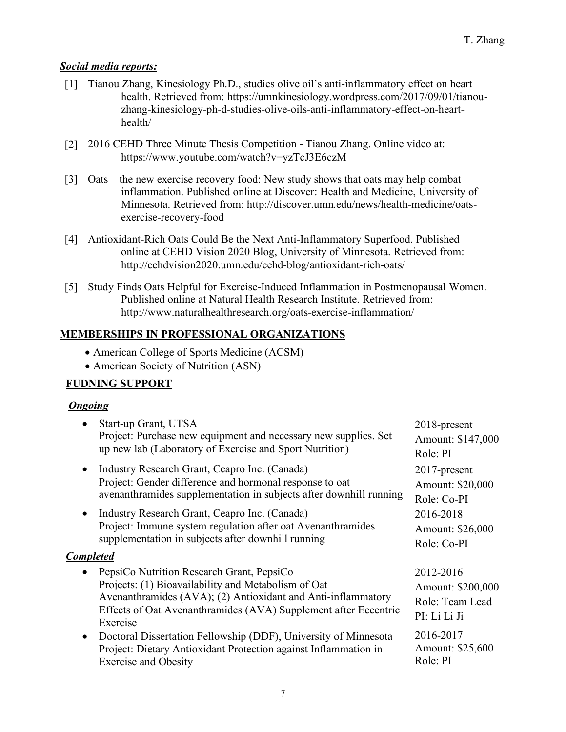***Social media reports:***

[1] Tianou Zhang, Kinesiology Ph.D., studies olive oil's anti-inflammatory effect on heart health. Retrieved from: https://umnkinesiology.wordpress.com/2017/09/01/tianou-zhang-kinesiology-ph-d-studies-olive-oils-anti-inflammatory-effect-on-heart-health/

[2] 2016 CEHD Three Minute Thesis Competition - Tianou Zhang. Online video at: https://www.youtube.com/watch?v=yzTcJ3E6czM

[3] Oats – the new exercise recovery food: New study shows that oats may help combat inflammation. Published online at Discover: Health and Medicine, University of Minnesota. Retrieved from: http://discover.umn.edu/news/health-medicine/oats-exercise-recovery-food

[4] Antioxidant-Rich Oats Could Be the Next Anti-Inflammatory Superfood. Published online at CEHD Vision 2020 Blog, University of Minnesota. Retrieved from: http://cehdvision2020.umn.edu/cehd-blog/antioxidant-rich-oats/

[5] Study Finds Oats Helpful for Exercise-Induced Inflammation in Postmenopausal Women. Published online at Natural Health Research Institute. Retrieved from: http://www.naturalhealthresearch.org/oats-exercise-inflammation/

## MEMBERSHIPS IN PROFESSIONAL ORGANIZATIONS

- American College of Sports Medicine (ACSM)
- American Society of Nutrition (ASN)

## FUDNING SUPPORT

***Ongoing***

- Start-up Grant, UTSA
  Project: Purchase new equipment and necessary new supplies. Set up new lab (Laboratory of Exercise and Sport Nutrition)
  2018-present
  Amount: $147,000
  Role: PI
- Industry Research Grant, Ceapro Inc. (Canada)
  Project: Gender difference and hormonal response to oat avenanthramides supplementation in subjects after downhill running
  2017-present
  Amount: $20,000
  Role: Co-PI
- Industry Research Grant, Ceapro Inc. (Canada)
  Project: Immune system regulation after oat Avenanthramides supplementation in subjects after downhill running
  2016-2018
  Amount: $26,000
  Role: Co-PI

***Completed***

- PepsiCo Nutrition Research Grant, PepsiCo
  Projects: (1) Bioavailability and Metabolism of Oat Avenanthramides (AVA); (2) Antioxidant and Anti-inflammatory Effects of Oat Avenanthramides (AVA) Supplement after Eccentric Exercise
  2012-2016
  Amount: $200,000
  Role: Team Lead
  PI: Li Li Ji
- Doctoral Dissertation Fellowship (DDF), University of Minnesota
  Project: Dietary Antioxidant Protection against Inflammation in Exercise and Obesity
  2016-2017
  Amount: $25,600
  Role: PI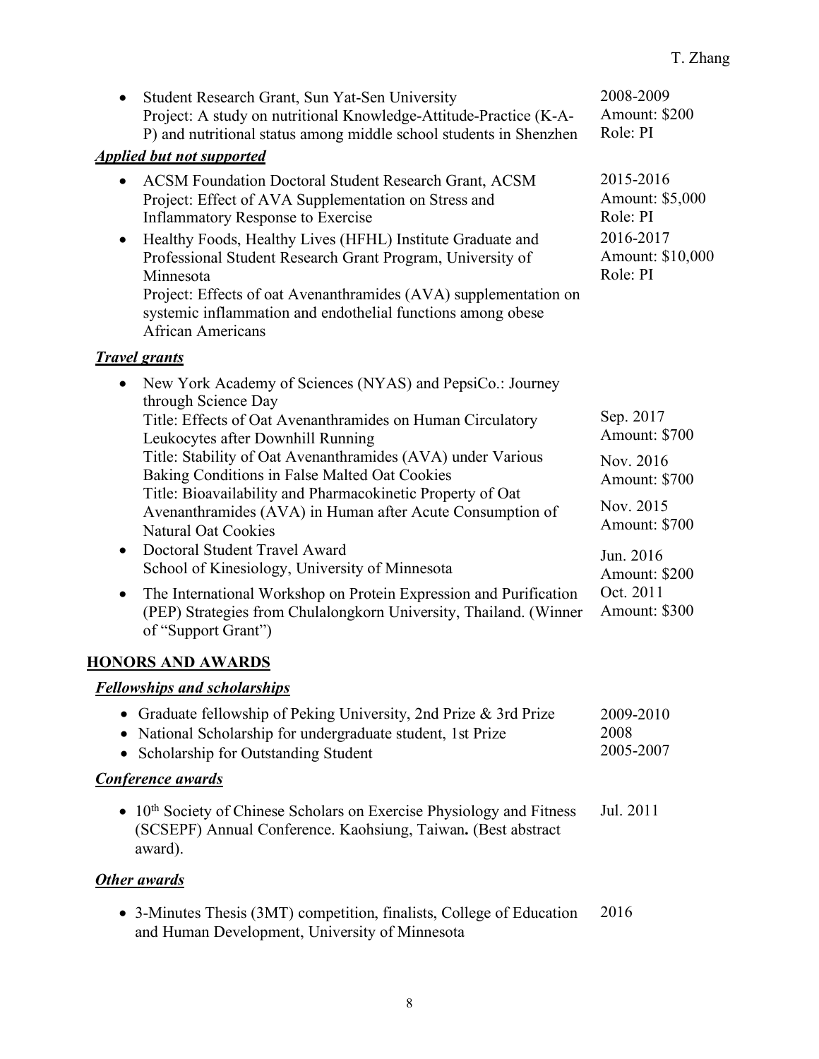- Student Research Grant, Sun Yat-Sen University — 2008-2009
  Project: A study on nutritional Knowledge-Attitude-Practice (K-A-P) and nutritional status among middle school students in Shenzhen
  Amount: $200
  Role: PI

### *Applied but not supported*

- ACSM Foundation Doctoral Student Research Grant, ACSM — 2015-2016
  Project: Effect of AVA Supplementation on Stress and Inflammatory Response to Exercise
  Amount: $5,000
  Role: PI
- Healthy Foods, Healthy Lives (HFHL) Institute Graduate and Professional Student Research Grant Program, University of Minnesota — 2016-2017
  Project: Effects of oat Avenanthramides (AVA) supplementation on systemic inflammation and endothelial functions among obese African Americans
  Amount: $10,000
  Role: PI

### *Travel grants*

- New York Academy of Sciences (NYAS) and PepsiCo.: Journey through Science Day
  Title: Effects of Oat Avenanthramides on Human Circulatory Leukocytes after Downhill Running — Sep. 2017, Amount: $700
  Title: Stability of Oat Avenanthramides (AVA) under Various Baking Conditions in False Malted Oat Cookies — Nov. 2016, Amount: $700
  Title: Bioavailability and Pharmacokinetic Property of Oat Avenanthramides (AVA) in Human after Acute Consumption of Natural Oat Cookies — Nov. 2015, Amount: $700
- Doctoral Student Travel Award
  School of Kinesiology, University of Minnesota — Jun. 2016, Amount: $200
- The International Workshop on Protein Expression and Purification (PEP) Strategies from Chulalongkorn University, Thailand. (Winner of "Support Grant") — Oct. 2011, Amount: $300

## HONORS AND AWARDS

### *Fellowships and scholarships*

- Graduate fellowship of Peking University, 2nd Prize & 3rd Prize — 2009-2010
- National Scholarship for undergraduate student, 1st Prize — 2008
- Scholarship for Outstanding Student — 2005-2007

### *Conference awards*

- 10th Society of Chinese Scholars on Exercise Physiology and Fitness (SCSEPF) Annual Conference. Kaohsiung, Taiwan**.** (Best abstract award). — Jul. 2011

### *Other awards*

- 3-Minutes Thesis (3MT) competition, finalists, College of Education and Human Development, University of Minnesota — 2016